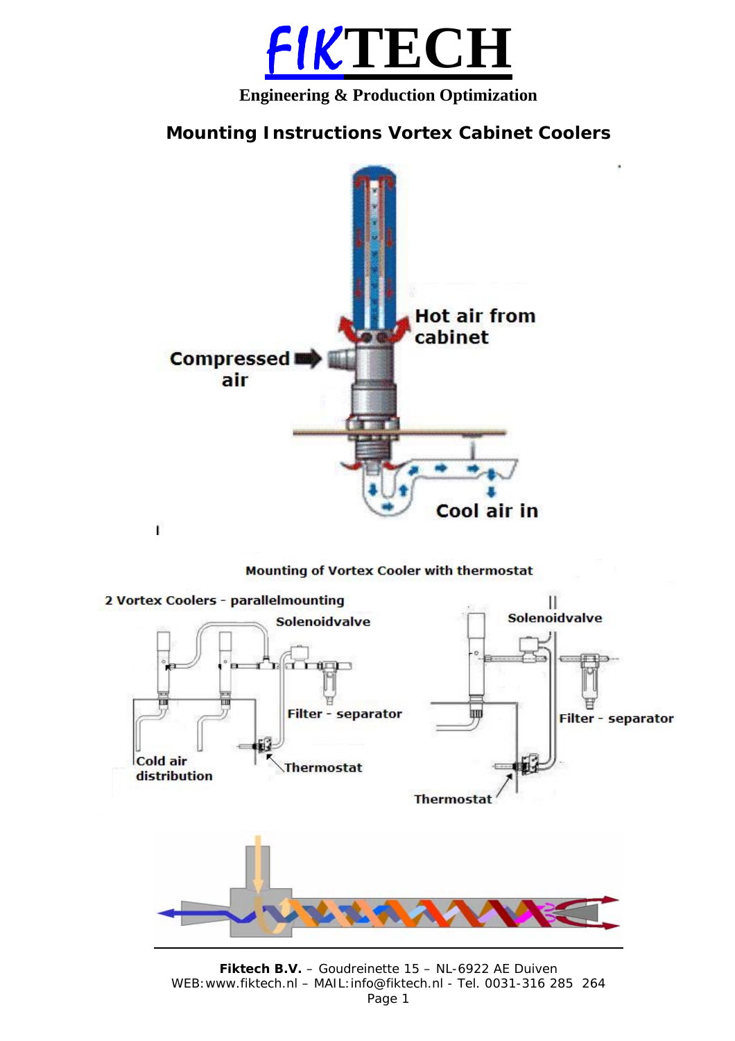# FIKTECH

**Engineering & Production Optimization**

## Mounting Instructions Vortex Cabinet Coolers

Hot air from cabinet

Compressed air

Cool air in

Mounting of Vortex Cooler with thermostat

2 Vortex Coolers - parallelmounting

Solenoidvalve

Filter - separator

Cold air distribution

Thermostat

Solenoidvalve

Filter - separator

Thermostat

**Fiktech B.V.** – Goudreinette 15 – NL-6922 AE Duiven
WEB: www.fiktech.nl – MAIL: info@fiktech.nl - Tel. 0031-316 285 264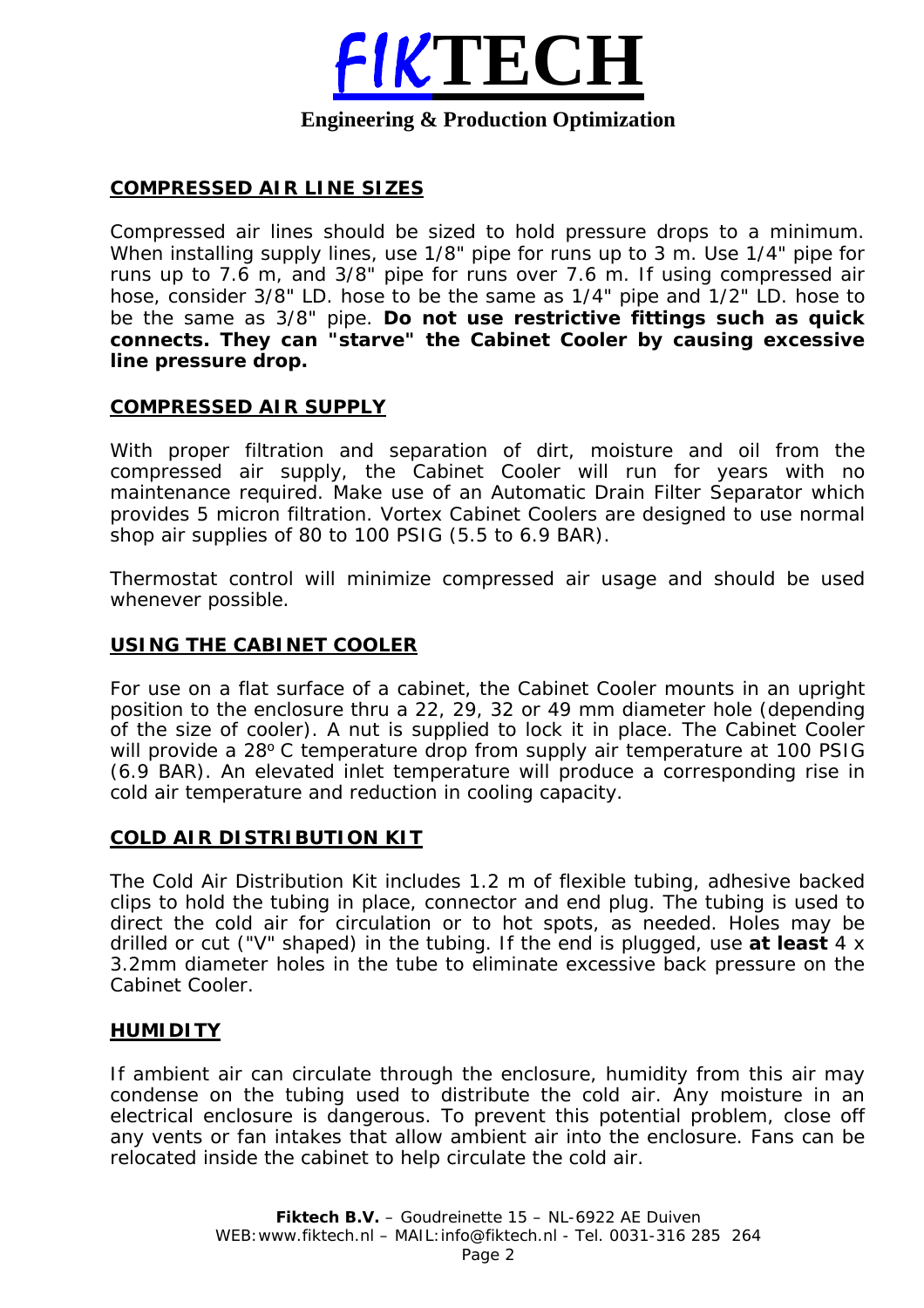# FIKTECH

**Engineering & Production Optimization**

## COMPRESSED AIR LINE SIZES

Compressed air lines should be sized to hold pressure drops to a minimum. When installing supply lines, use 1/8" pipe for runs up to 3 m. Use 1/4" pipe for runs up to 7.6 m, and 3/8" pipe for runs over 7.6 m. If using compressed air hose, consider 3/8" I.D. hose to be the same as 1/4" pipe and 1/2" I.D. hose to be the same as 3/8" pipe. **Do not use restrictive fittings such as quick connects. They can "starve" the Cabinet Cooler by causing excessive line pressure drop.**

## COMPRESSED AIR SUPPLY

With proper filtration and separation of dirt, moisture and oil from the compressed air supply, the Cabinet Cooler will run for years with no maintenance required. Make use of an Automatic Drain Filter Separator which provides 5 micron filtration. Vortex Cabinet Coolers are designed to use normal shop air supplies of 80 to 100 PSIG (5.5 to 6.9 BAR).

Thermostat control will minimize compressed air usage and should be used whenever possible.

## USING THE CABINET COOLER

For use on a flat surface of a cabinet, the Cabinet Cooler mounts in an upright position to the enclosure thru a 22, 29, 32 or 49 mm diameter hole (depending of the size of cooler). A nut is supplied to lock it in place. The Cabinet Cooler will provide a 28º C temperature drop from supply air temperature at 100 PSIG (6.9 BAR). An elevated inlet temperature will produce a corresponding rise in cold air temperature and reduction in cooling capacity.

## COLD AIR DISTRIBUTION KIT

The Cold Air Distribution Kit includes 1.2 m of flexible tubing, adhesive backed clips to hold the tubing in place, connector and end plug. The tubing is used to direct the cold air for circulation or to hot spots, as needed. Holes may be drilled or cut ("V" shaped) in the tubing. If the end is plugged, use **at least** 4 x 3.2mm diameter holes in the tube to eliminate excessive back pressure on the Cabinet Cooler.

## HUMIDITY

If ambient air can circulate through the enclosure, humidity from this air may condense on the tubing used to distribute the cold air. Any moisture in an electrical enclosure is dangerous. To prevent this potential problem, close off any vents or fan intakes that allow ambient air into the enclosure. Fans can be relocated inside the cabinet to help circulate the cold air.

**Fiktech B.V.** – Goudreinette 15 – NL-6922 AE Duiven
WEB:www.fiktech.nl – MAIL:info@fiktech.nl - Tel. 0031-316 285 264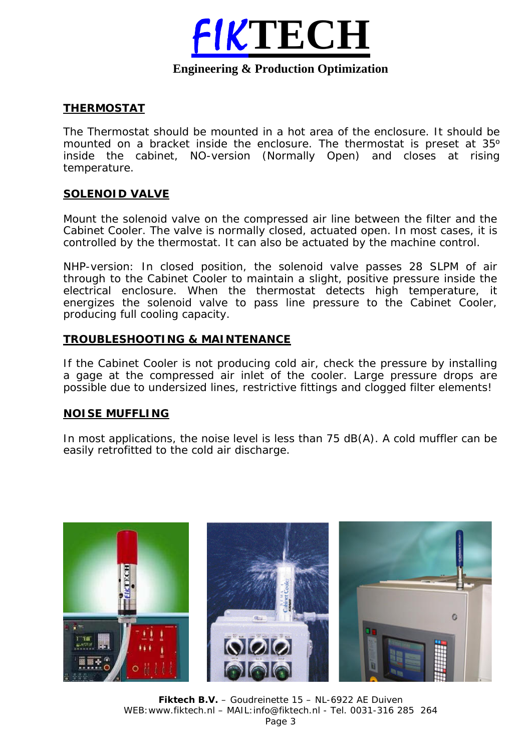# FIKTECH

**Engineering & Production Optimization**

## THERMOSTAT

The Thermostat should be mounted in a hot area of the enclosure. It should be mounted on a bracket inside the enclosure. The thermostat is preset at 35º inside the cabinet, NO-version (Normally Open) and closes at rising temperature.

## SOLENOID VALVE

Mount the solenoid valve on the compressed air line between the filter and the Cabinet Cooler. The valve is normally closed, actuated open. In most cases, it is controlled by the thermostat. It can also be actuated by the machine control.

NHP-version: In closed position, the solenoid valve passes 28 SLPM of air through to the Cabinet Cooler to maintain a slight, positive pressure inside the electrical enclosure. When the thermostat detects high temperature, it energizes the solenoid valve to pass line pressure to the Cabinet Cooler, producing full cooling capacity.

## TROUBLESHOOTING & MAINTENANCE

If the Cabinet Cooler is not producing cold air, check the pressure by installing a gage at the compressed air inlet of the cooler. Large pressure drops are possible due to undersized lines, restrictive fittings and clogged filter elements!

## NOISE MUFFLING

In most applications, the noise level is less than 75 dB(A). A cold muffler can be easily retrofitted to the cold air discharge.

**Fiktech B.V.** – Goudreinette 15 – NL-6922 AE Duiven
WEB: www.fiktech.nl – MAIL: info@fiktech.nl - Tel. 0031-316 285 264